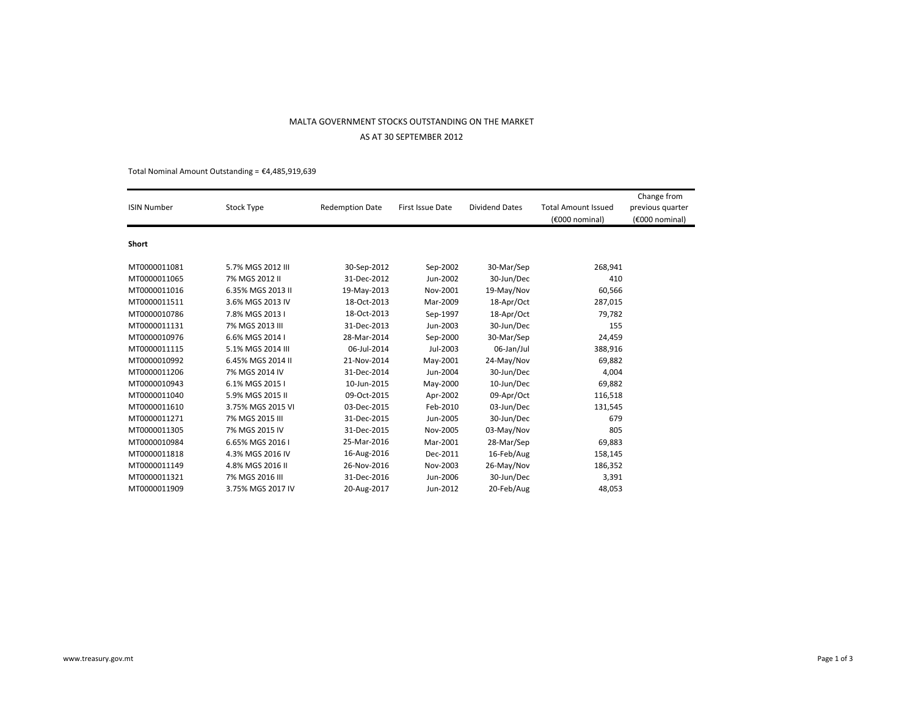# MALTA GOVERNMENT STOCKS OUTSTANDING ON THE MARKET

## AS AT 30 SEPTEMBER 2012

Total Nominal Amount Outstanding = €4,485,919,639

| ISIN Number | Stock Type | Redemption Date | First Issue Date | Dividend Dates | Total Amount Issued (€000 nominal) | Change from previous quarter (€000 nominal) |
|---|---|---|---|---|---|---|
| **Short** | | | | | | |
| MT0000011081 | 5.7% MGS 2012 III | 30-Sep-2012 | Sep-2002 | 30-Mar/Sep | 268,941 | |
| MT0000011065 | 7% MGS 2012 II | 31-Dec-2012 | Jun-2002 | 30-Jun/Dec | 410 | |
| MT0000011016 | 6.35% MGS 2013 II | 19-May-2013 | Nov-2001 | 19-May/Nov | 60,566 | |
| MT0000011511 | 3.6% MGS 2013 IV | 18-Oct-2013 | Mar-2009 | 18-Apr/Oct | 287,015 | |
| MT0000010786 | 7.8% MGS 2013 I | 18-Oct-2013 | Sep-1997 | 18-Apr/Oct | 79,782 | |
| MT0000011131 | 7% MGS 2013 III | 31-Dec-2013 | Jun-2003 | 30-Jun/Dec | 155 | |
| MT0000010976 | 6.6% MGS 2014 I | 28-Mar-2014 | Sep-2000 | 30-Mar/Sep | 24,459 | |
| MT0000011115 | 5.1% MGS 2014 III | 06-Jul-2014 | Jul-2003 | 06-Jan/Jul | 388,916 | |
| MT0000010992 | 6.45% MGS 2014 II | 21-Nov-2014 | May-2001 | 24-May/Nov | 69,882 | |
| MT0000011206 | 7% MGS 2014 IV | 31-Dec-2014 | Jun-2004 | 30-Jun/Dec | 4,004 | |
| MT0000010943 | 6.1% MGS 2015 I | 10-Jun-2015 | May-2000 | 10-Jun/Dec | 69,882 | |
| MT0000011040 | 5.9% MGS 2015 II | 09-Oct-2015 | Apr-2002 | 09-Apr/Oct | 116,518 | |
| MT0000011610 | 3.75% MGS 2015 VI | 03-Dec-2015 | Feb-2010 | 03-Jun/Dec | 131,545 | |
| MT0000011271 | 7% MGS 2015 III | 31-Dec-2015 | Jun-2005 | 30-Jun/Dec | 679 | |
| MT0000011305 | 7% MGS 2015 IV | 31-Dec-2015 | Nov-2005 | 03-May/Nov | 805 | |
| MT0000010984 | 6.65% MGS 2016 I | 25-Mar-2016 | Mar-2001 | 28-Mar/Sep | 69,883 | |
| MT0000011818 | 4.3% MGS 2016 IV | 16-Aug-2016 | Dec-2011 | 16-Feb/Aug | 158,145 | |
| MT0000011149 | 4.8% MGS 2016 II | 26-Nov-2016 | Nov-2003 | 26-May/Nov | 186,352 | |
| MT0000011321 | 7% MGS 2016 III | 31-Dec-2016 | Jun-2006 | 30-Jun/Dec | 3,391 | |
| MT0000011909 | 3.75% MGS 2017 IV | 20-Aug-2017 | Jun-2012 | 20-Feb/Aug | 48,053 | |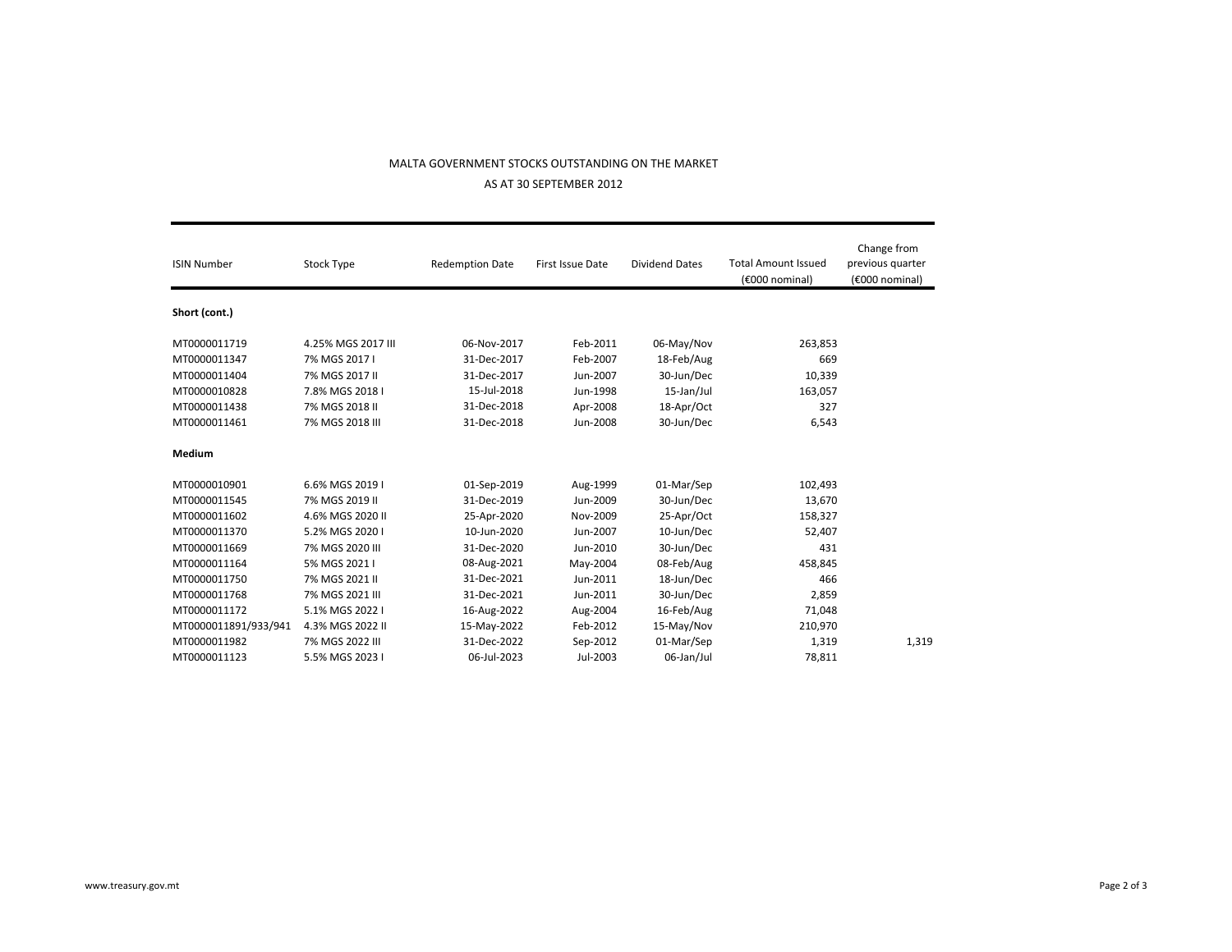MALTA GOVERNMENT STOCKS OUTSTANDING ON THE MARKET

AS AT 30 SEPTEMBER 2012

| ISIN Number | Stock Type | Redemption Date | First Issue Date | Dividend Dates | Total Amount Issued (€000 nominal) | Change from previous quarter (€000 nominal) |
|---|---|---|---|---|---|---|
| **Short (cont.)** | | | | | | |
| MT0000011719 | 4.25% MGS 2017 III | 06-Nov-2017 | Feb-2011 | 06-May/Nov | 263,853 | |
| MT0000011347 | 7% MGS 2017 I | 31-Dec-2017 | Feb-2007 | 18-Feb/Aug | 669 | |
| MT0000011404 | 7% MGS 2017 II | 31-Dec-2017 | Jun-2007 | 30-Jun/Dec | 10,339 | |
| MT0000010828 | 7.8% MGS 2018 I | 15-Jul-2018 | Jun-1998 | 15-Jan/Jul | 163,057 | |
| MT0000011438 | 7% MGS 2018 II | 31-Dec-2018 | Apr-2008 | 18-Apr/Oct | 327 | |
| MT0000011461 | 7% MGS 2018 III | 31-Dec-2018 | Jun-2008 | 30-Jun/Dec | 6,543 | |
| **Medium** | | | | | | |
| MT0000010901 | 6.6% MGS 2019 I | 01-Sep-2019 | Aug-1999 | 01-Mar/Sep | 102,493 | |
| MT0000011545 | 7% MGS 2019 II | 31-Dec-2019 | Jun-2009 | 30-Jun/Dec | 13,670 | |
| MT0000011602 | 4.6% MGS 2020 II | 25-Apr-2020 | Nov-2009 | 25-Apr/Oct | 158,327 | |
| MT0000011370 | 5.2% MGS 2020 I | 10-Jun-2020 | Jun-2007 | 10-Jun/Dec | 52,407 | |
| MT0000011669 | 7% MGS 2020 III | 31-Dec-2020 | Jun-2010 | 30-Jun/Dec | 431 | |
| MT0000011164 | 5% MGS 2021 I | 08-Aug-2021 | May-2004 | 08-Feb/Aug | 458,845 | |
| MT0000011750 | 7% MGS 2021 II | 31-Dec-2021 | Jun-2011 | 18-Jun/Dec | 466 | |
| MT0000011768 | 7% MGS 2021 III | 31-Dec-2021 | Jun-2011 | 30-Jun/Dec | 2,859 | |
| MT0000011172 | 5.1% MGS 2022 I | 16-Aug-2022 | Aug-2004 | 16-Feb/Aug | 71,048 | |
| MT0000011891/933/941 | 4.3% MGS 2022 II | 15-May-2022 | Feb-2012 | 15-May/Nov | 210,970 | |
| MT0000011982 | 7% MGS 2022 III | 31-Dec-2022 | Sep-2012 | 01-Mar/Sep | 1,319 | 1,319 |
| MT0000011123 | 5.5% MGS 2023 I | 06-Jul-2023 | Jul-2003 | 06-Jan/Jul | 78,811 | |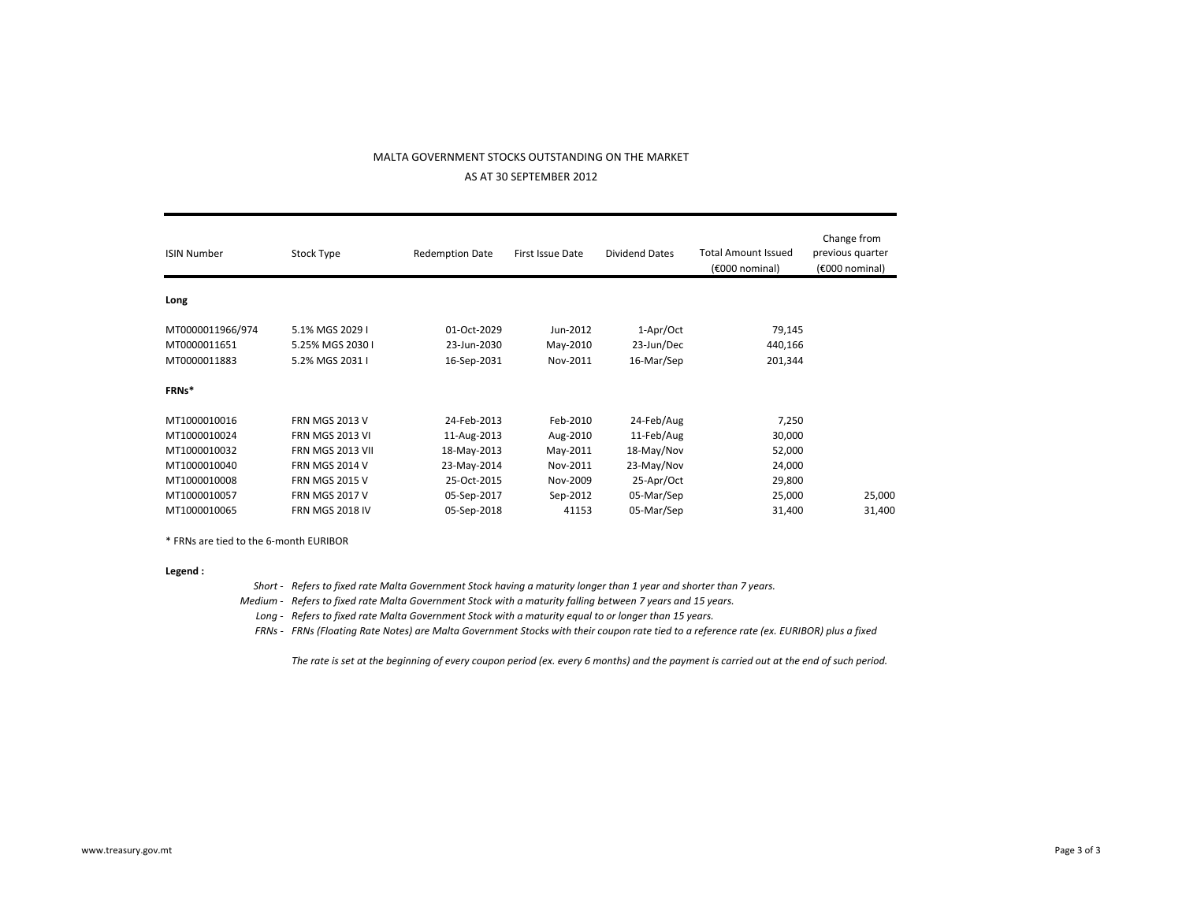# MALTA GOVERNMENT STOCKS OUTSTANDING ON THE MARKET

## AS AT 30 SEPTEMBER 2012

| ISIN Number | Stock Type | Redemption Date | First Issue Date | Dividend Dates | Total Amount Issued (€000 nominal) | Change from previous quarter (€000 nominal) |
|---|---|---|---|---|---|---|
| **Long** | | | | | | |
| MT0000011966/974 | 5.1% MGS 2029 I | 01-Oct-2029 | Jun-2012 | 1-Apr/Oct | 79,145 | |
| MT0000011651 | 5.25% MGS 2030 I | 23-Jun-2030 | May-2010 | 23-Jun/Dec | 440,166 | |
| MT0000011883 | 5.2% MGS 2031 I | 16-Sep-2031 | Nov-2011 | 16-Mar/Sep | 201,344 | |
| **FRNs*** | | | | | | |
| MT1000010016 | FRN MGS 2013 V | 24-Feb-2013 | Feb-2010 | 24-Feb/Aug | 7,250 | |
| MT1000010024 | FRN MGS 2013 VI | 11-Aug-2013 | Aug-2010 | 11-Feb/Aug | 30,000 | |
| MT1000010032 | FRN MGS 2013 VII | 18-May-2013 | May-2011 | 18-May/Nov | 52,000 | |
| MT1000010040 | FRN MGS 2014 V | 23-May-2014 | Nov-2011 | 23-May/Nov | 24,000 | |
| MT1000010008 | FRN MGS 2015 V | 25-Oct-2015 | Nov-2009 | 25-Apr/Oct | 29,800 | |
| MT1000010057 | FRN MGS 2017 V | 05-Sep-2017 | Sep-2012 | 05-Mar/Sep | 25,000 | 25,000 |
| MT1000010065 | FRN MGS 2018 IV | 05-Sep-2018 | 41153 | 05-Mar/Sep | 31,400 | 31,400 |

* FRNs are tied to the 6-month EURIBOR

**Legend :**

*Short - Refers to fixed rate Malta Government Stock having a maturity longer than 1 year and shorter than 7 years.*

*Medium - Refers to fixed rate Malta Government Stock with a maturity falling between 7 years and 15 years.*

*Long - Refers to fixed rate Malta Government Stock with a maturity equal to or longer than 15 years.*

*FRNs - FRNs (Floating Rate Notes) are Malta Government Stocks with their coupon rate tied to a reference rate (ex. EURIBOR) plus a fixed*

*The rate is set at the beginning of every coupon period (ex. every 6 months) and the payment is carried out at the end of such period.*

www.treasury.gov.mt